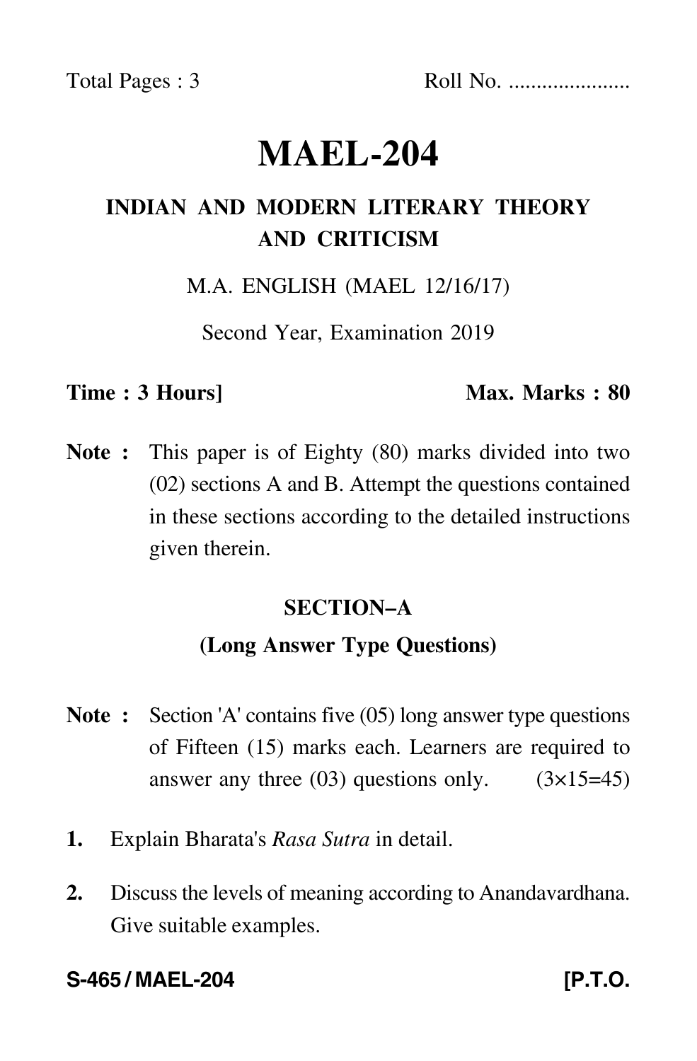Total Pages : 3 Roll No. .....................

# MAEL-204

## INDIAN AND MODERN LITERARY THEORY AND CRITICISM

M.A. ENGLISH (MAEL 12/16/17)

Second Year, Examination 2019

**Time : 3 Hours]** **Max. Marks : 80**

**Note :** This paper is of Eighty (80) marks divided into two (02) sections A and B. Attempt the questions contained in these sections according to the detailed instructions given therein.

### SECTION–A

### (Long Answer Type Questions)

**Note :** Section 'A' contains five (05) long answer type questions of Fifteen (15) marks each. Learners are required to answer any three (03) questions only. (3×15=45)

**1.** Explain Bharata's *Rasa Sutra* in detail.

**2.** Discuss the levels of meaning according to Anandavardhana. Give suitable examples.

**S-465 / MAEL-204** **[P.T.O.**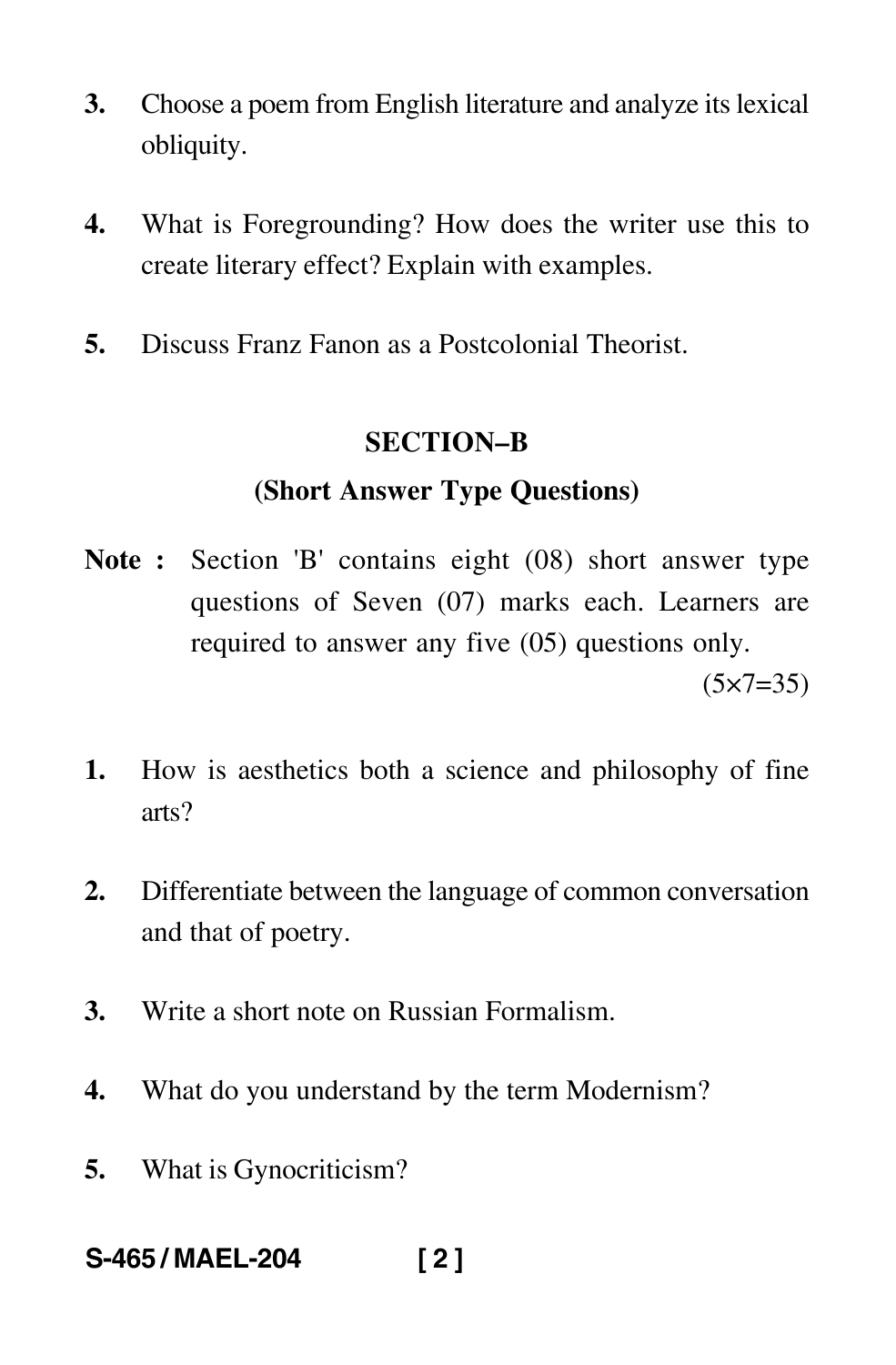3. Choose a poem from English literature and analyze its lexical obliquity.

4. What is Foregrounding? How does the writer use this to create literary effect? Explain with examples.

5. Discuss Franz Fanon as a Postcolonial Theorist.

## SECTION–B

### (Short Answer Type Questions)

**Note :** Section 'B' contains eight (08) short answer type questions of Seven (07) marks each. Learners are required to answer any five (05) questions only.

(5×7=35)

1. How is aesthetics both a science and philosophy of fine arts?

2. Differentiate between the language of common conversation and that of poetry.

3. Write a short note on Russian Formalism.

4. What do you understand by the term Modernism?

5. What is Gynocriticism?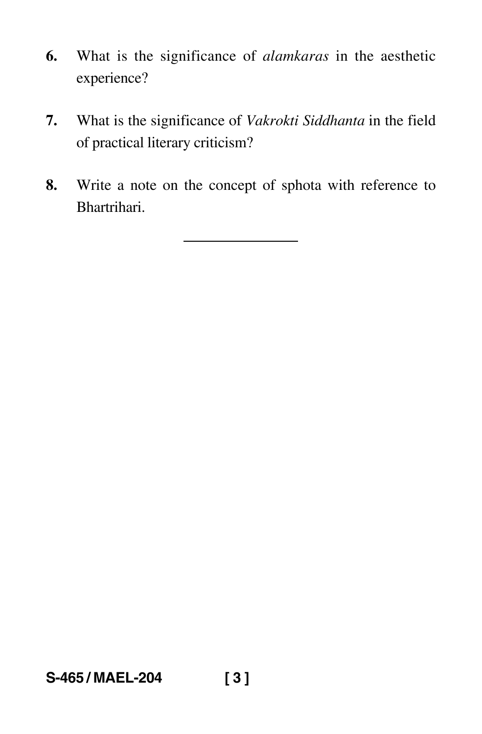**6.** What is the significance of *alamkaras* in the aesthetic experience?

**7.** What is the significance of *Vakrokti Siddhanta* in the field of practical literary criticism?

**8.** Write a note on the concept of sphota with reference to Bhartrihari.

---